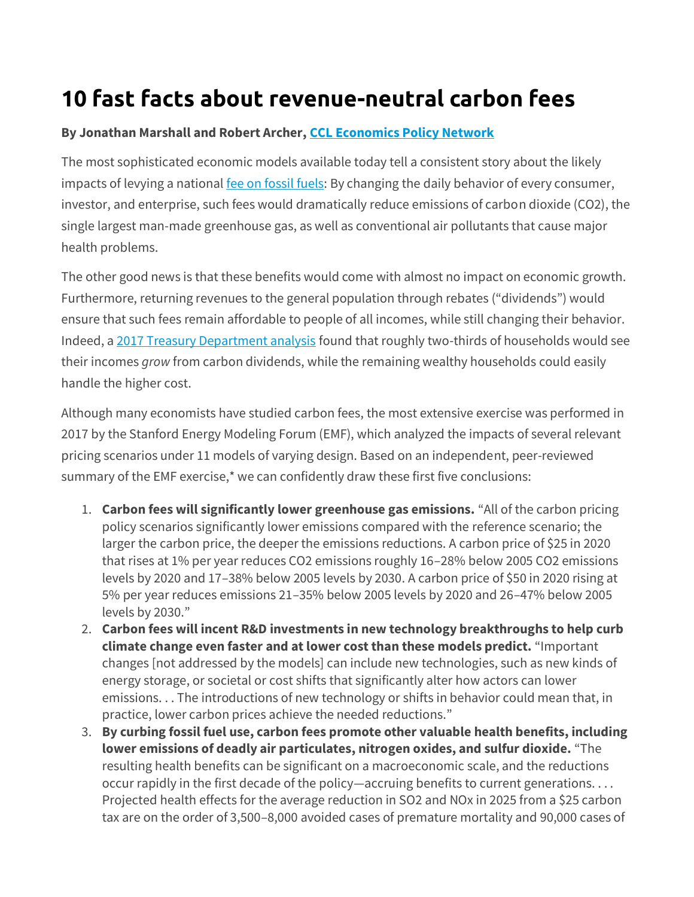# 10 fast facts about revenue-neutral carbon fees

**By Jonathan Marshall and Robert Archer, [CCL Economics Policy Network]**

The most sophisticated economic models available today tell a consistent story about the likely impacts of levying a national [fee on fossil fuels]: By changing the daily behavior of every consumer, investor, and enterprise, such fees would dramatically reduce emissions of carbon dioxide ($CO_2$), the single largest man-made greenhouse gas, as well as conventional air pollutants that cause major health problems.

The other good news is that these benefits would come with almost no impact on economic growth. Furthermore, returning revenues to the general population through rebates ("dividends") would ensure that such fees remain affordable to people of all incomes, while still changing their behavior. Indeed, a [2017 Treasury Department analysis] found that roughly two-thirds of households would see their incomes *grow* from carbon dividends, while the remaining wealthy households could easily handle the higher cost.

Although many economists have studied carbon fees, the most extensive exercise was performed in 2017 by the Stanford Energy Modeling Forum (EMF), which analyzed the impacts of several relevant pricing scenarios under 11 models of varying design. Based on an independent, peer-reviewed summary of the EMF exercise,* we can confidently draw these first five conclusions:

1. **Carbon fees will significantly lower greenhouse gas emissions.** "All of the carbon pricing policy scenarios significantly lower emissions compared with the reference scenario; the larger the carbon price, the deeper the emissions reductions. A carbon price of $25 in 2020 that rises at 1% per year reduces $CO_2$ emissions roughly 16–28% below 2005 $CO_2$ emissions levels by 2020 and 17–38% below 2005 levels by 2030. A carbon price of $50 in 2020 rising at 5% per year reduces emissions 21–35% below 2005 levels by 2020 and 26–47% below 2005 levels by 2030."
2. **Carbon fees will incent R&D investments in new technology breakthroughs to help curb climate change even faster and at lower cost than these models predict.** "Important changes [not addressed by the models] can include new technologies, such as new kinds of energy storage, or societal or cost shifts that significantly alter how actors can lower emissions. . . The introductions of new technology or shifts in behavior could mean that, in practice, lower carbon prices achieve the needed reductions."
3. **By curbing fossil fuel use, carbon fees promote other valuable health benefits, including lower emissions of deadly air particulates, nitrogen oxides, and sulfur dioxide.** "The resulting health benefits can be significant on a macroeconomic scale, and the reductions occur rapidly in the first decade of the policy—accruing benefits to current generations. . . . Projected health effects for the average reduction in $SO_2$ and $NO_x$ in 2025 from a $25 carbon tax are on the order of 3,500–8,000 avoided cases of premature mortality and 90,000 cases of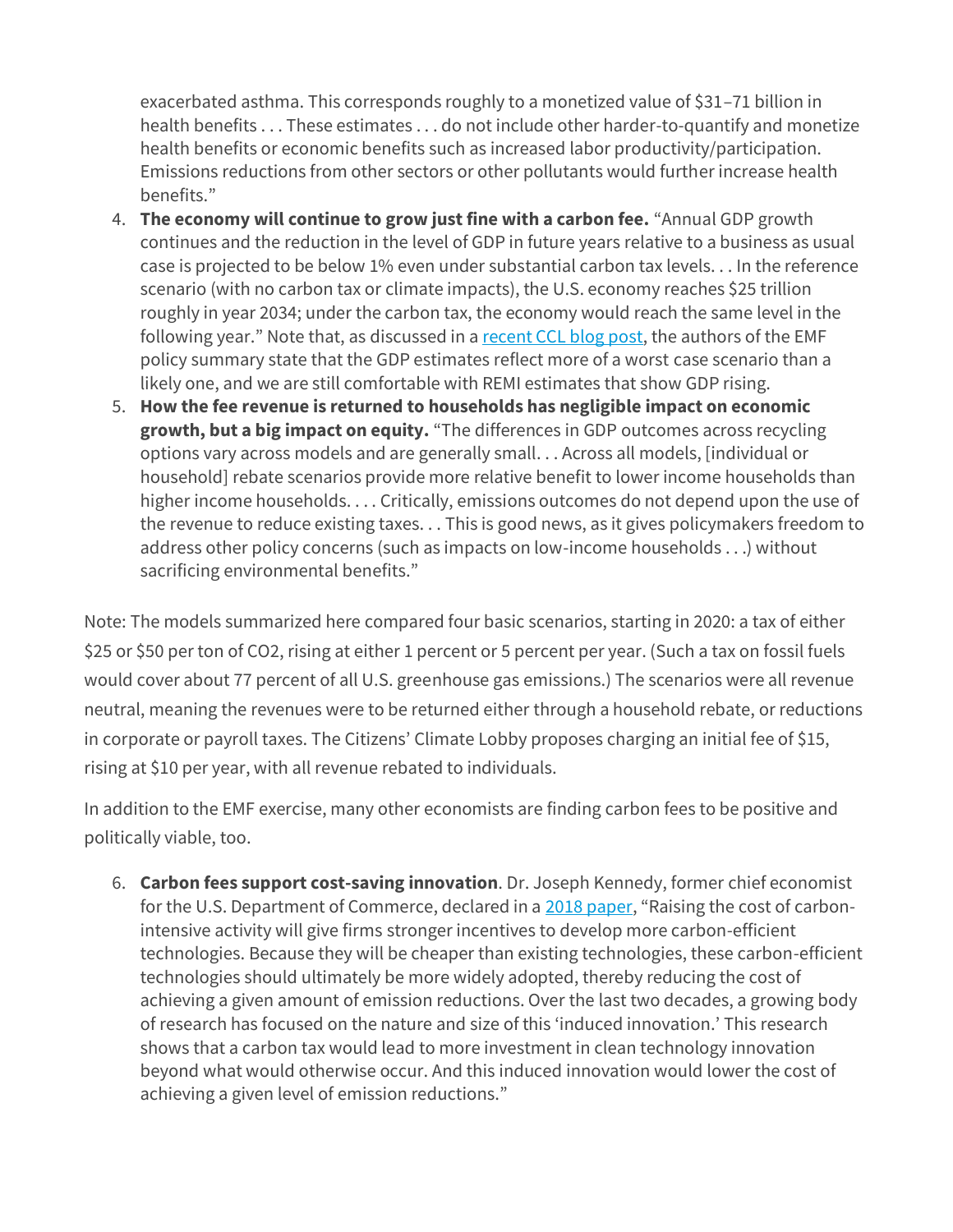exacerbated asthma. This corresponds roughly to a monetized value of $31–71 billion in health benefits . . . These estimates . . . do not include other harder-to-quantify and monetize health benefits or economic benefits such as increased labor productivity/participation. Emissions reductions from other sectors or other pollutants would further increase health benefits."

4. **The economy will continue to grow just fine with a carbon fee.** "Annual GDP growth continues and the reduction in the level of GDP in future years relative to a business as usual case is projected to be below 1% even under substantial carbon tax levels. . . In the reference scenario (with no carbon tax or climate impacts), the U.S. economy reaches $25 trillion roughly in year 2034; under the carbon tax, the economy would reach the same level in the following year." Note that, as discussed in a recent CCL blog post, the authors of the EMF policy summary state that the GDP estimates reflect more of a worst case scenario than a likely one, and we are still comfortable with REMI estimates that show GDP rising.
5. **How the fee revenue is returned to households has negligible impact on economic growth, but a big impact on equity.** "The differences in GDP outcomes across recycling options vary across models and are generally small. . . Across all models, [individual or household] rebate scenarios provide more relative benefit to lower income households than higher income households. . . . Critically, emissions outcomes do not depend upon the use of the revenue to reduce existing taxes. . . This is good news, as it gives policymakers freedom to address other policy concerns (such as impacts on low-income households . . .) without sacrificing environmental benefits."

Note: The models summarized here compared four basic scenarios, starting in 2020: a tax of either $25 or $50 per ton of $CO_2$, rising at either 1 percent or 5 percent per year. (Such a tax on fossil fuels would cover about 77 percent of all U.S. greenhouse gas emissions.) The scenarios were all revenue neutral, meaning the revenues were to be returned either through a household rebate, or reductions in corporate or payroll taxes. The Citizens' Climate Lobby proposes charging an initial fee of $15, rising at $10 per year, with all revenue rebated to individuals.

In addition to the EMF exercise, many other economists are finding carbon fees to be positive and politically viable, too.

6. **Carbon fees support cost-saving innovation**. Dr. Joseph Kennedy, former chief economist for the U.S. Department of Commerce, declared in a 2018 paper, "Raising the cost of carbon-intensive activity will give firms stronger incentives to develop more carbon-efficient technologies. Because they will be cheaper than existing technologies, these carbon-efficient technologies should ultimately be more widely adopted, thereby reducing the cost of achieving a given amount of emission reductions. Over the last two decades, a growing body of research has focused on the nature and size of this 'induced innovation.' This research shows that a carbon tax would lead to more investment in clean technology innovation beyond what would otherwise occur. And this induced innovation would lower the cost of achieving a given level of emission reductions."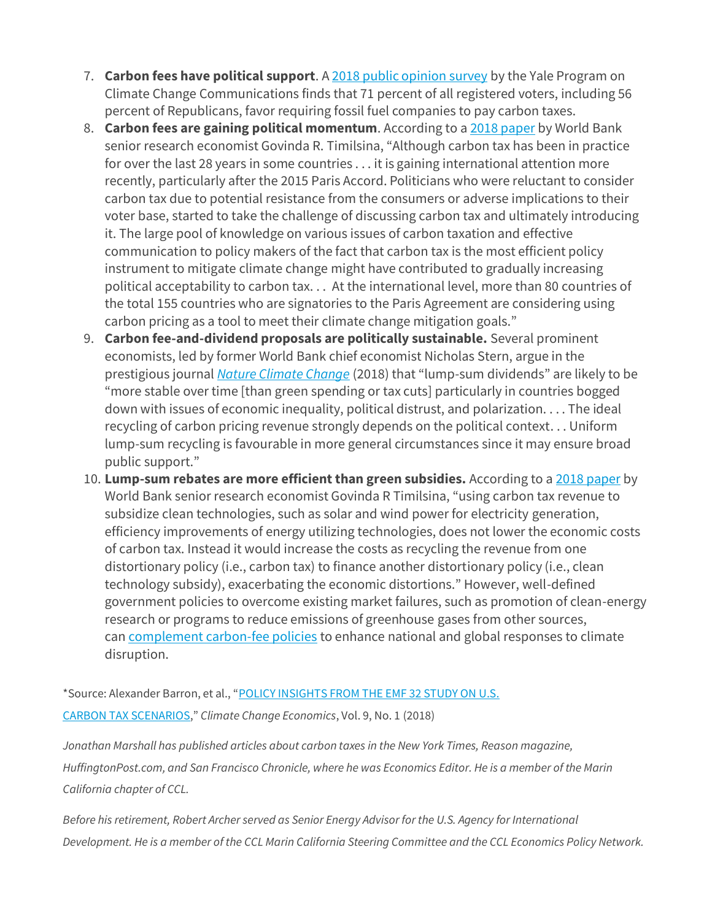7. **Carbon fees have political support**. A [2018 public opinion survey] by the Yale Program on Climate Change Communications finds that 71 percent of all registered voters, including 56 percent of Republicans, favor requiring fossil fuel companies to pay carbon taxes.
8. **Carbon fees are gaining political momentum**. According to a [2018 paper] by World Bank senior research economist Govinda R. Timilsina, "Although carbon tax has been in practice for over the last 28 years in some countries . . . it is gaining international attention more recently, particularly after the 2015 Paris Accord. Politicians who were reluctant to consider carbon tax due to potential resistance from the consumers or adverse implications to their voter base, started to take the challenge of discussing carbon tax and ultimately introducing it. The large pool of knowledge on various issues of carbon taxation and effective communication to policy makers of the fact that carbon tax is the most efficient policy instrument to mitigate climate change might have contributed to gradually increasing political acceptability to carbon tax. . . At the international level, more than 80 countries of the total 155 countries who are signatories to the Paris Agreement are considering using carbon pricing as a tool to meet their climate change mitigation goals."
9. **Carbon fee-and-dividend proposals are politically sustainable.** Several prominent economists, led by former World Bank chief economist Nicholas Stern, argue in the prestigious journal *Nature Climate Change* (2018) that "lump-sum dividends" are likely to be "more stable over time [than green spending or tax cuts] particularly in countries bogged down with issues of economic inequality, political distrust, and polarization. . . . The ideal recycling of carbon pricing revenue strongly depends on the political context. . . Uniform lump-sum recycling is favourable in more general circumstances since it may ensure broad public support."
10. **Lump-sum rebates are more efficient than green subsidies.** According to a [2018 paper] by World Bank senior research economist Govinda R Timilsina, "using carbon tax revenue to subsidize clean technologies, such as solar and wind power for electricity generation, efficiency improvements of energy utilizing technologies, does not lower the economic costs of carbon tax. Instead it would increase the costs as recycling the revenue from one distortionary policy (i.e., carbon tax) to finance another distortionary policy (i.e., clean technology subsidy), exacerbating the economic distortions." However, well-defined government policies to overcome existing market failures, such as promotion of clean-energy research or programs to reduce emissions of greenhouse gases from other sources, can [complement carbon-fee policies] to enhance national and global responses to climate disruption.

*Source: Alexander Barron, et al., "POLICY INSIGHTS FROM THE EMF 32 STUDY ON U.S. CARBON TAX SCENARIOS," *Climate Change Economics*, Vol. 9, No. 1 (2018)

*Jonathan Marshall has published articles about carbon taxes in the New York Times, Reason magazine, HuffingtonPost.com, and San Francisco Chronicle, where he was Economics Editor. He is a member of the Marin California chapter of CCL.*

*Before his retirement, Robert Archer served as Senior Energy Advisor for the U.S. Agency for International Development. He is a member of the CCL Marin California Steering Committee and the CCL Economics Policy Network.*